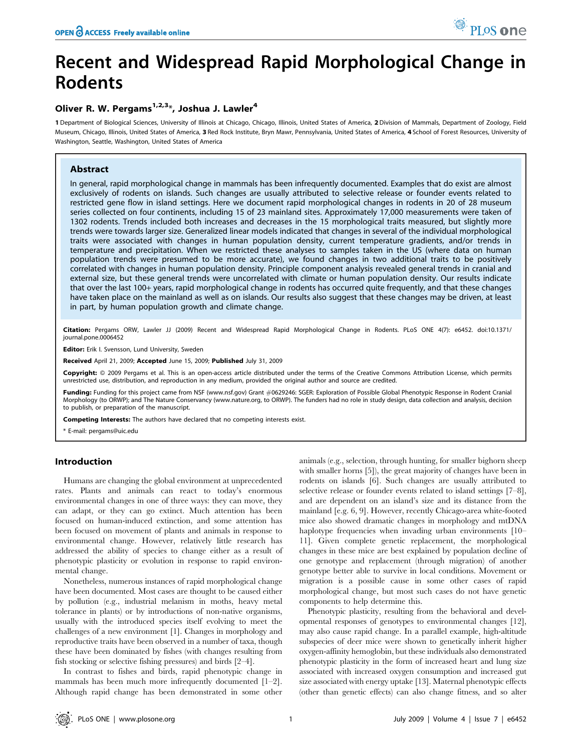# Recent and Widespread Rapid Morphological Change in Rodents

**Oliver R. W. Pergams[1,2,3]*, Joshua J. Lawler[4]**

[1] Department of Biological Sciences, University of Illinois at Chicago, Chicago, Illinois, United States of America, [2] Division of Mammals, Department of Zoology, Field Museum, Chicago, Illinois, United States of America, [3] Red Rock Institute, Bryn Mawr, Pennsylvania, United States of America, [4] School of Forest Resources, University of Washington, Seattle, Washington, United States of America

## Abstract

In general, rapid morphological change in mammals has been infrequently documented. Examples that do exist are almost exclusively of rodents on islands. Such changes are usually attributed to selective release or founder events related to restricted gene flow in island settings. Here we document rapid morphological changes in rodents in 20 of 28 museum series collected on four continents, including 15 of 23 mainland sites. Approximately 17,000 measurements were taken of 1302 rodents. Trends included both increases and decreases in the 15 morphological traits measured, but slightly more trends were towards larger size. Generalized linear models indicated that changes in several of the individual morphological traits were associated with changes in human population density, current temperature gradients, and/or trends in temperature and precipitation. When we restricted these analyses to samples taken in the US (where data on human population trends were presumed to be more accurate), we found changes in two additional traits to be positively correlated with changes in human population density. Principle component analysis revealed general trends in cranial and external size, but these general trends were uncorrelated with climate or human population density. Our results indicate that over the last 100+ years, rapid morphological change in rodents has occurred quite frequently, and that these changes have taken place on the mainland as well as on islands. Our results also suggest that these changes may be driven, at least in part, by human population growth and climate change.

**Citation:** Pergams ORW, Lawler JJ (2009) Recent and Widespread Rapid Morphological Change in Rodents. PLoS ONE 4(7): e6452. doi:10.1371/journal.pone.0006452

**Editor:** Erik I. Svensson, Lund University, Sweden

**Received** April 21, 2009; **Accepted** June 15, 2009; **Published** July 31, 2009

**Copyright:** © 2009 Pergams et al. This is an open-access article distributed under the terms of the Creative Commons Attribution License, which permits unrestricted use, distribution, and reproduction in any medium, provided the original author and source are credited.

**Funding:** Funding for this project came from NSF (www.nsf.gov) Grant #0629246: SGER: Exploration of Possible Global Phenotypic Response in Rodent Cranial Morphology (to ORWP); and The Nature Conservancy (www.nature.org, to ORWP). The funders had no role in study design, data collection and analysis, decision to publish, or preparation of the manuscript.

**Competing Interests:** The authors have declared that no competing interests exist.

* E-mail: pergams@uic.edu

## Introduction

Humans are changing the global environment at unprecedented rates. Plants and animals can react to today's enormous environmental changes in one of three ways: they can move, they can adapt, or they can go extinct. Much attention has been focused on human-induced extinction, and some attention has been focused on movement of plants and animals in response to environmental change. However, relatively little research has addressed the ability of species to change either as a result of phenotypic plasticity or evolution in response to rapid environmental change.

Nonetheless, numerous instances of rapid morphological change have been documented. Most cases are thought to be caused either by pollution (e.g., industrial melanism in moths, heavy metal tolerance in plants) or by introductions of non-native organisms, usually with the introduced species itself evolving to meet the challenges of a new environment [1]. Changes in morphology and reproductive traits have been observed in a number of taxa, though these have been dominated by fishes (with changes resulting from fish stocking or selective fishing pressures) and birds [2–4].

In contrast to fishes and birds, rapid phenotypic change in mammals has been much more infrequently documented [1–2]. Although rapid change has been demonstrated in some other animals (e.g., selection, through hunting, for smaller bighorn sheep with smaller horns [5]), the great majority of changes have been in rodents on islands [6]. Such changes are usually attributed to selective release or founder events related to island settings [7–8], and are dependent on an island's size and its distance from the mainland [e.g. 6, 9]. However, recently Chicago-area white-footed mice also showed dramatic changes in morphology and mtDNA haplotype frequencies when invading urban environments [10–11]. Given complete genetic replacement, the morphological changes in these mice are best explained by population decline of one genotype and replacement (through migration) of another genotype better able to survive in local conditions. Movement or migration is a possible cause in some other cases of rapid morphological change, but most such cases do not have genetic components to help determine this.

Phenotypic plasticity, resulting from the behavioral and developmental responses of genotypes to environmental changes [12], may also cause rapid change. In a parallel example, high-altitude subspecies of deer mice were shown to genetically inherit higher oxygen-affinity hemoglobin, but these individuals also demonstrated phenotypic plasticity in the form of increased heart and lung size associated with increased oxygen consumption and increased gut size associated with energy uptake [13]. Maternal phenotypic effects (other than genetic effects) can also change fitness, and so alter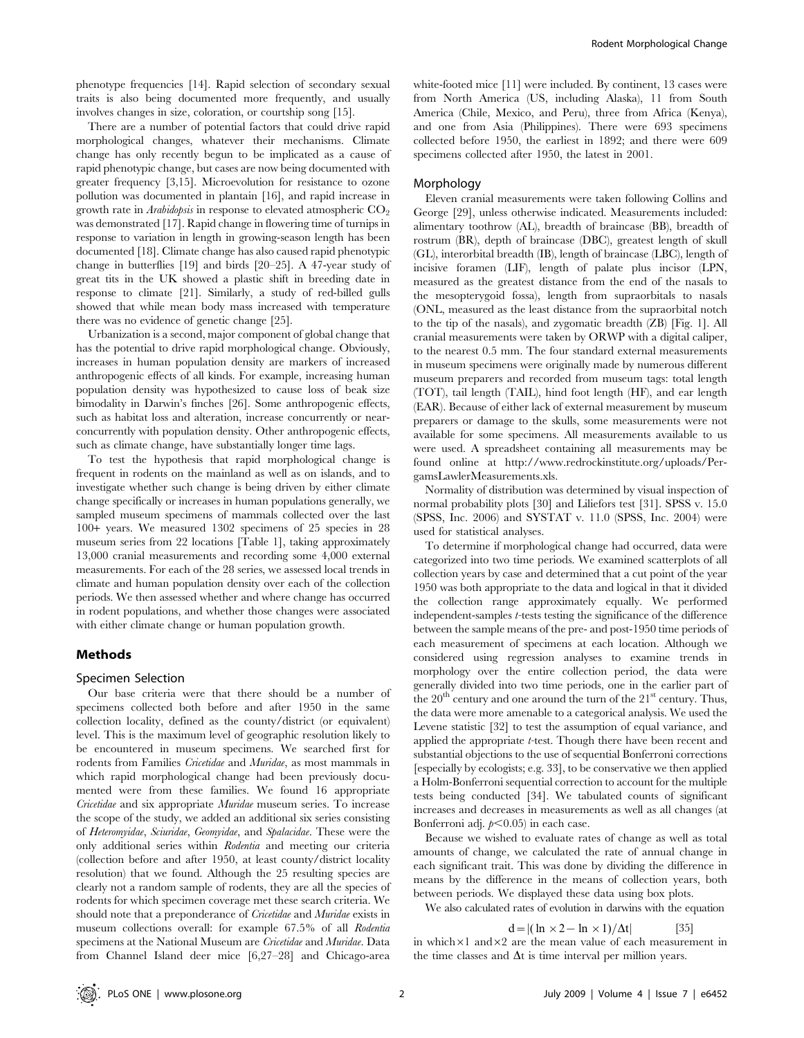phenotype frequencies [14]. Rapid selection of secondary sexual traits is also being documented more frequently, and usually involves changes in size, coloration, or courtship song [15].

There are a number of potential factors that could drive rapid morphological changes, whatever their mechanisms. Climate change has only recently begun to be implicated as a cause of rapid phenotypic change, but cases are now being documented with greater frequency [3,15]. Microevolution for resistance to ozone pollution was documented in plantain [16], and rapid increase in growth rate in *Arabidopsis* in response to elevated atmospheric $CO_2$ was demonstrated [17]. Rapid change in flowering time of turnips in response to variation in length in growing-season length has been documented [18]. Climate change has also caused rapid phenotypic change in butterflies [19] and birds [20–25]. A 47-year study of great tits in the UK showed a plastic shift in breeding date in response to climate [21]. Similarly, a study of red-billed gulls showed that while mean body mass increased with temperature there was no evidence of genetic change [25].

Urbanization is a second, major component of global change that has the potential to drive rapid morphological change. Obviously, increases in human population density are markers of increased anthropogenic effects of all kinds. For example, increasing human population density was hypothesized to cause loss of beak size bimodality in Darwin's finches [26]. Some anthropogenic effects, such as habitat loss and alteration, increase concurrently or near-concurrently with population density. Other anthropogenic effects, such as climate change, have substantially longer time lags.

To test the hypothesis that rapid morphological change is frequent in rodents on the mainland as well as on islands, and to investigate whether such change is being driven by either climate change specifically or increases in human populations generally, we sampled museum specimens of mammals collected over the last 100+ years. We measured 1302 specimens of 25 species in 28 museum series from 22 locations [Table 1], taking approximately 13,000 cranial measurements and recording some 4,000 external measurements. For each of the 28 series, we assessed local trends in climate and human population density over each of the collection periods. We then assessed whether and where change has occurred in rodent populations, and whether those changes were associated with either climate change or human population growth.

## Methods

### Specimen Selection

Our base criteria were that there should be a number of specimens collected both before and after 1950 in the same collection locality, defined as the county/district (or equivalent) level. This is the maximum level of geographic resolution likely to be encountered in museum specimens. We searched first for rodents from Families *Cricetidae* and *Muridae*, as most mammals in which rapid morphological change had been previously documented were from these families. We found 16 appropriate *Cricetidae* and six appropriate *Muridae* museum series. To increase the scope of the study, we added an additional six series consisting of *Heteromyidae*, *Sciuridae*, *Geomyidae*, and *Spalacidae*. These were the only additional series within *Rodentia* and meeting our criteria (collection before and after 1950, at least county/district locality resolution) that we found. Although the 25 resulting species are clearly not a random sample of rodents, they are all the species of rodents for which specimen coverage met these search criteria. We should note that a preponderance of *Cricetidae* and *Muridae* exists in museum collections overall: for example 67.5% of all *Rodentia* specimens at the National Museum are *Cricetidae* and *Muridae*. Data from Channel Island deer mice [6,27–28] and Chicago-area white-footed mice [11] were included. By continent, 13 cases were from North America (US, including Alaska), 11 from South America (Chile, Mexico, and Peru), three from Africa (Kenya), and one from Asia (Philippines). There were 693 specimens collected before 1950, the earliest in 1892; and there were 609 specimens collected after 1950, the latest in 2001.

### Morphology

Eleven cranial measurements were taken following Collins and George [29], unless otherwise indicated. Measurements included: alimentary toothrow (AL), breadth of braincase (BB), breadth of rostrum (BR), depth of braincase (DBC), greatest length of skull (GL), interorbital breadth (IB), length of braincase (LBC), length of incisive foramen (LIF), length of palate plus incisor (LPN, measured as the greatest distance from the end of the nasals to the mesopterygoid fossa), length from supraorbitals to nasals (ONL, measured as the least distance from the supraorbital notch to the tip of the nasals), and zygomatic breadth (ZB) [Fig. 1]. All cranial measurements were taken by ORWP with a digital caliper, to the nearest 0.5 mm. The four standard external measurements in museum specimens were originally made by numerous different museum preparers and recorded from museum tags: total length (TOT), tail length (TAIL), hind foot length (HF), and ear length (EAR). Because of either lack of external measurement by museum preparers or damage to the skulls, some measurements were not available for some specimens. All measurements available to us were used. A spreadsheet containing all measurements may be found online at http://www.redrockinstitute.org/uploads/PergamsLawlerMeasurements.xls.

Normality of distribution was determined by visual inspection of normal probability plots [30] and Liliefors test [31]. SPSS v. 15.0 (SPSS, Inc. 2006) and SYSTAT v. 11.0 (SPSS, Inc. 2004) were used for statistical analyses.

To determine if morphological change had occurred, data were categorized into two time periods. We examined scatterplots of all collection years by case and determined that a cut point of the year 1950 was both appropriate to the data and logical in that it divided the collection range approximately equally. We performed independent-samples *t*-tests testing the significance of the difference between the sample means of the pre- and post-1950 time periods of each measurement of specimens at each location. Although we considered using regression analyses to examine trends in morphology over the entire collection period, the data were generally divided into two time periods, one in the earlier part of the 20$^{th}$ century and one around the turn of the 21$^{st}$ century. Thus, the data were more amenable to a categorical analysis. We used the Levene statistic [32] to test the assumption of equal variance, and applied the appropriate *t*-test. Though there have been recent and substantial objections to the use of sequential Bonferroni corrections [especially by ecologists; e.g. 33], to be conservative we then applied a Holm-Bonferroni sequential correction to account for the multiple tests being conducted [34]. We tabulated counts of significant increases and decreases in measurements as well as all changes (at Bonferroni adj. $p<0.05$) in each case.

Because we wished to evaluate rates of change as well as total amounts of change, we calculated the rate of annual change in each significant trait. This was done by dividing the difference in means by the difference in the means of collection years, both between periods. We displayed these data using box plots.

We also calculated rates of evolution in darwins with the equation

$$d = |(\ln \times 2 - \ln \times 1)/\Delta t| \qquad [35]$$

in which $\times 1$ and $\times 2$ are the mean value of each measurement in the time classes and $\Delta t$ is time interval per million years.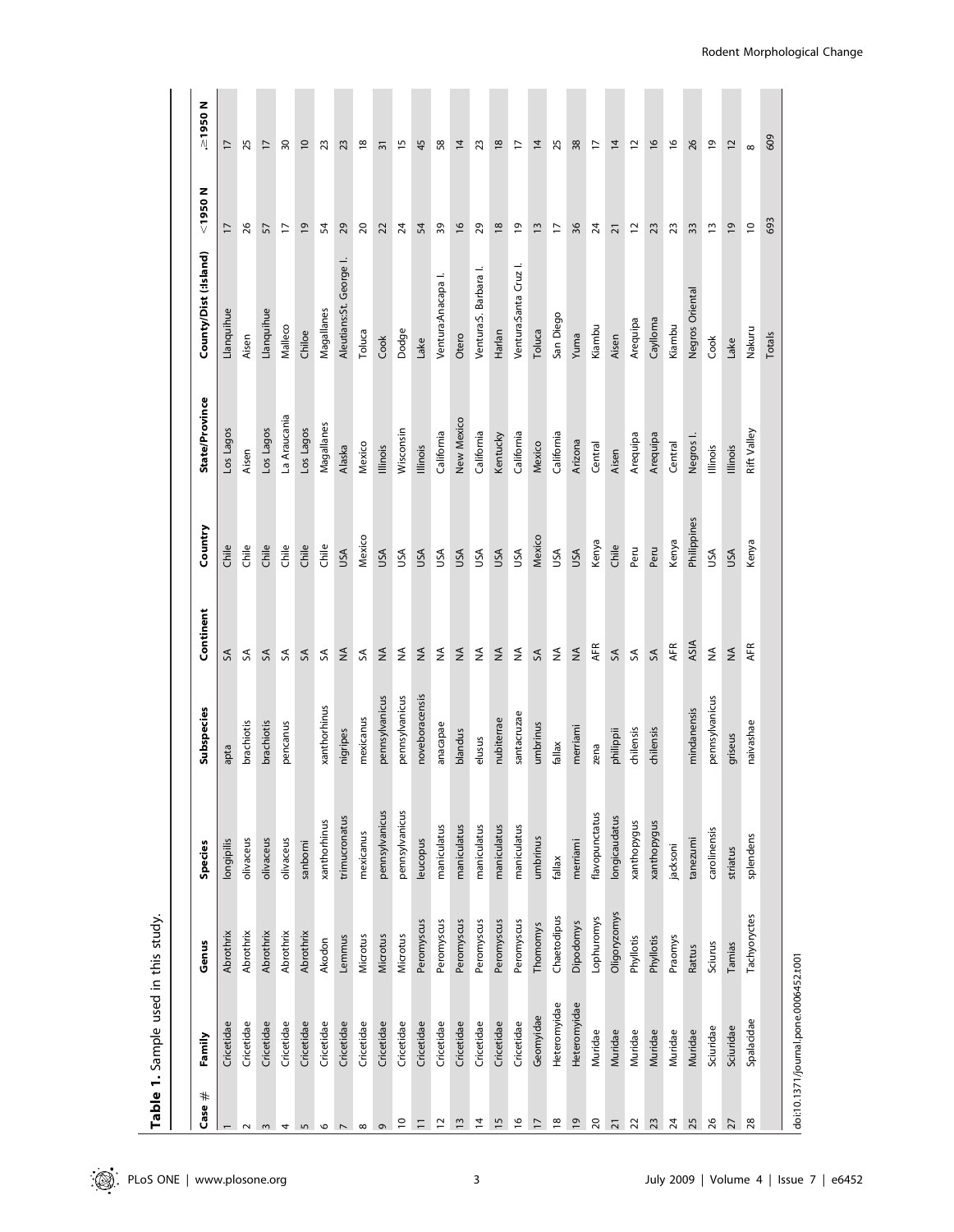**Table 1.** Sample used in this study.

| Case # | Family | Genus | Species | Subspecies | Continent | Country | State/Province | County/Dist (:Island) | <1950 N | ≥1950 N |
|---|---|---|---|---|---|---|---|---|---|---|
| 1 | Cricetidae | Abrothrix | longipilis | apta | SA | Chile | Los Lagos | Llanquihue | 17 | 17 |
| 2 | Cricetidae | Abrothrix | olivaceus | brachiotis | SA | Chile | Aisen | Aisen | 26 | 25 |
| 3 | Cricetidae | Abrothrix | olivaceus | brachiotis | SA | Chile | Los Lagos | Llanquihue | 57 | 17 |
| 4 | Cricetidae | Abrothrix | olivaceus | pencanus | SA | Chile | La Araucania | Malleco | 17 | 30 |
| 5 | Cricetidae | Abrothrix | sanborni |  | SA | Chile | Los Lagos | Chiloe | 19 | 10 |
| 6 | Cricetidae | Akodon | xanthorhinus | xanthorhinus | SA | Chile | Magallanes | Magallanes | 54 | 23 |
| 7 | Cricetidae | Lemmus | trimucronatus | nigripes | NA | USA | Alaska | Aleutians:St. George I. | 29 | 23 |
| 8 | Cricetidae | Microtus | mexicanus | mexicanus | SA | Mexico | Mexico | Toluca | 20 | 18 |
| 9 | Cricetidae | Microtus | pennsylvanicus | pennsylvanicus | NA | USA | Illinois | Cook | 22 | 31 |
| 10 | Cricetidae | Microtus | pennsylvanicus | pennsylvanicus | NA | USA | Wisconsin | Dodge | 24 | 15 |
| 11 | Cricetidae | Peromyscus | leucopus | noveboracensis | NA | USA | Illinois | Lake | 54 | 45 |
| 12 | Cricetidae | Peromyscus | maniculatus | anacapae | NA | USA | California | Ventura:Anacapa I. | 39 | 58 |
| 13 | Cricetidae | Peromyscus | maniculatus | blandus | NA | USA | New Mexico | Otero | 16 | 14 |
| 14 | Cricetidae | Peromyscus | maniculatus | elusus | NA | USA | California | Ventura:S. Barbara I. | 29 | 23 |
| 15 | Cricetidae | Peromyscus | maniculatus | nubiterrae | NA | USA | Kentucky | Harlan | 18 | 18 |
| 16 | Cricetidae | Peromyscus | maniculatus | santacruzae | NA | USA | California | Ventura:Santa Cruz I. | 19 | 17 |
| 17 | Geomyidae | Thomomys | umbrinus | umbrinus | SA | Mexico | Mexico | Toluca | 13 | 14 |
| 18 | Heteromyidae | Chaetodipus | fallax | fallax | NA | USA | California | San Diego | 17 | 25 |
| 19 | Heteromyidae | Dipodomys | merriami | merriami | NA | USA | Arizona | Yuma | 36 | 38 |
| 20 | Muridae | Lophuromys | flavopunctatus | zena | AFR | Kenya | Central | Kiambu | 24 | 17 |
| 21 | Muridae | Oligoryzomys | longicaudatus | philippii | SA | Chile | Aisen | Aisen | 21 | 14 |
| 22 | Muridae | Phyllotis | xanthopygus | chilensis | SA | Peru | Arequipa | Arequipa | 12 | 12 |
| 23 | Muridae | Phyllotis | xanthopygus | chilensis | SA | Peru | Arequipa | Caylloma | 23 | 16 |
| 24 | Muridae | Praomys | jacksoni |  | AFR | Kenya | Central | Kiambu | 23 | 16 |
| 25 | Muridae | Rattus | tanezumi | mindanensis | ASIA | Philippines | Negros I. | Negros Oriental | 33 | 26 |
| 26 | Sciuridae | Sciurus | carolinensis | pennsylvanicus | NA | USA | Illinois | Cook | 13 | 19 |
| 27 | Sciuridae | Tamias | striatus | griseus | NA | USA | Illinois | Lake | 19 | 12 |
| 28 | Spalacidae | Tachyoryctes | splendens | naivashae | AFR | Kenya | Rift Valley | Nakuru | 10 | 8 |
|  |  |  |  |  |  |  |  | Totals | 693 | 609 |

doi:10.1371/journal.pone.0006452.t001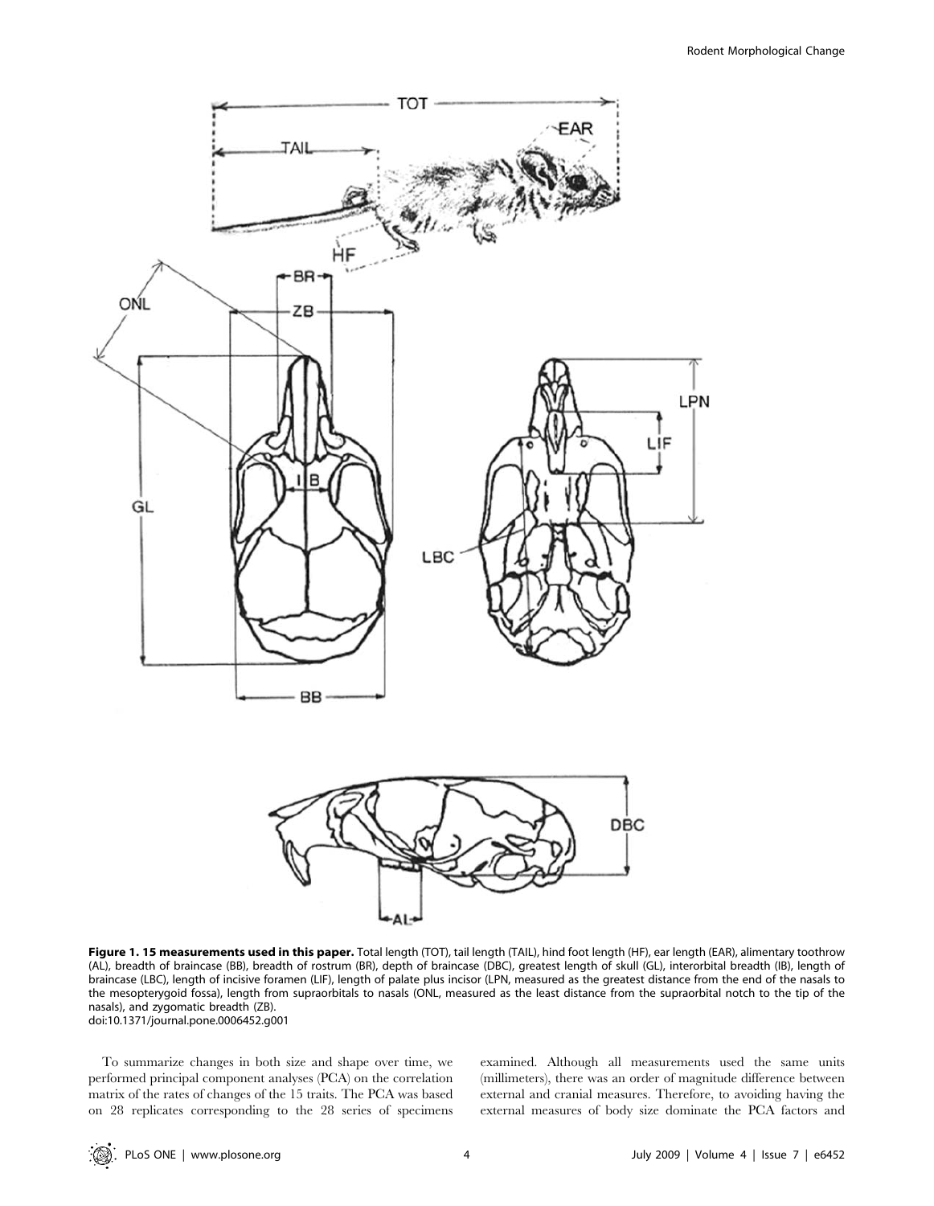**Figure 1. 15 measurements used in this paper.** Total length (TOT), tail length (TAIL), hind foot length (HF), ear length (EAR), alimentary toothrow (AL), breadth of braincase (BB), breadth of rostrum (BR), depth of braincase (DBC), greatest length of skull (GL), interorbital breadth (IB), length of braincase (LBC), length of incisive foramen (LIF), length of palate plus incisor (LPN, measured as the greatest distance from the end of the nasals to the mesopterygoid fossa), length from supraorbitals to nasals (ONL, measured as the least distance from the supraorbital notch to the tip of the nasals), and zygomatic breadth (ZB).
doi:10.1371/journal.pone.0006452.g001

To summarize changes in both size and shape over time, we performed principal component analyses (PCA) on the correlation matrix of the rates of changes of the 15 traits. The PCA was based on 28 replicates corresponding to the 28 series of specimens examined. Although all measurements used the same units (millimeters), there was an order of magnitude difference between external and cranial measures. Therefore, to avoiding having the external measures of body size dominate the PCA factors and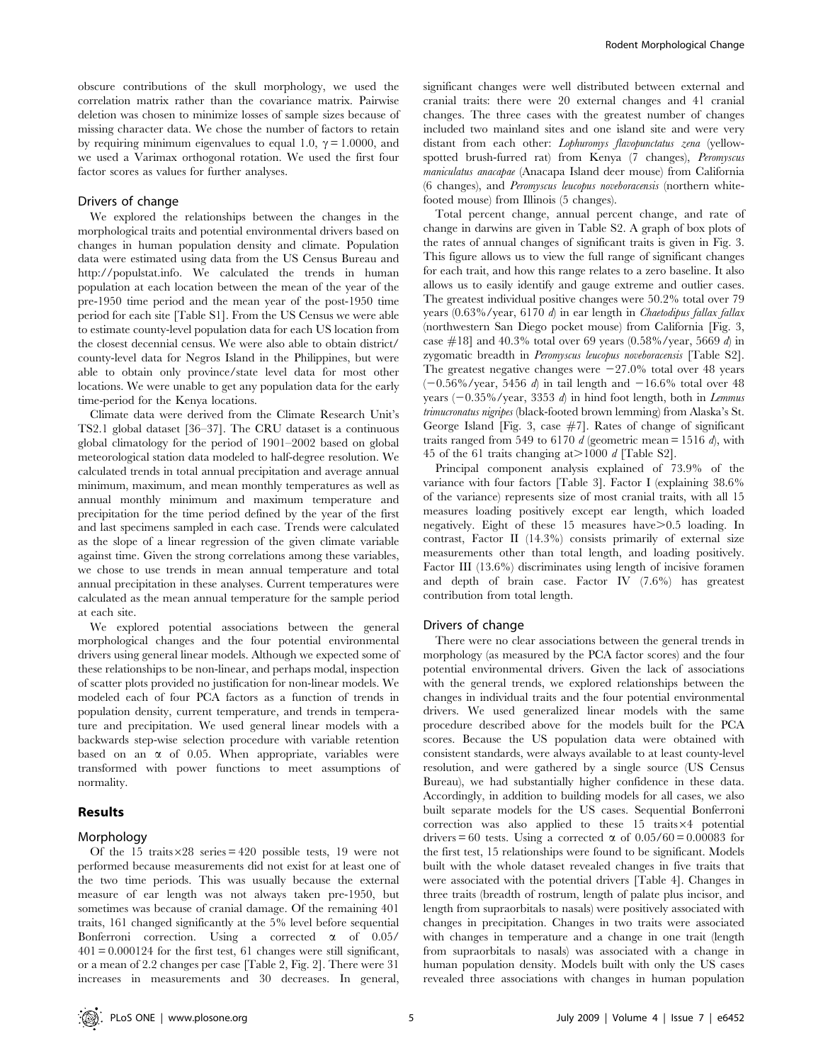obscure contributions of the skull morphology, we used the correlation matrix rather than the covariance matrix. Pairwise deletion was chosen to minimize losses of sample sizes because of missing character data. We chose the number of factors to retain by requiring minimum eigenvalues to equal 1.0, $\gamma = 1.0000$, and we used a Varimax orthogonal rotation. We used the first four factor scores as values for further analyses.

### Drivers of change

We explored the relationships between the changes in the morphological traits and potential environmental drivers based on changes in human population density and climate. Population data were estimated using data from the US Census Bureau and http://populstat.info. We calculated the trends in human population at each location between the mean of the year of the pre-1950 time period and the mean year of the post-1950 time period for each site [Table S1]. From the US Census we were able to estimate county-level population data for each US location from the closest decennial census. We were also able to obtain district/county-level data for Negros Island in the Philippines, but were able to obtain only province/state level data for most other locations. We were unable to get any population data for the early time-period for the Kenya locations.

Climate data were derived from the Climate Research Unit's TS2.1 global dataset [36–37]. The CRU dataset is a continuous global climatology for the period of 1901–2002 based on global meteorological station data modeled to half-degree resolution. We calculated trends in total annual precipitation and average annual minimum, maximum, and mean monthly temperatures as well as annual monthly minimum and maximum temperature and precipitation for the time period defined by the year of the first and last specimens sampled in each case. Trends were calculated as the slope of a linear regression of the given climate variable against time. Given the strong correlations among these variables, we chose to use trends in mean annual temperature and total annual precipitation in these analyses. Current temperatures were calculated as the mean annual temperature for the sample period at each site.

We explored potential associations between the general morphological changes and the four potential environmental drivers using general linear models. Although we expected some of these relationships to be non-linear, and perhaps modal, inspection of scatter plots provided no justification for non-linear models. We modeled each of four PCA factors as a function of trends in population density, current temperature, and trends in temperature and precipitation. We used general linear models with a backwards step-wise selection procedure with variable retention based on an $\alpha$ of 0.05. When appropriate, variables were transformed with power functions to meet assumptions of normality.

## Results

### Morphology

Of the 15 traits×28 series = 420 possible tests, 19 were not performed because measurements did not exist for at least one of the two time periods. This was usually because the external measure of ear length was not always taken pre-1950, but sometimes was because of cranial damage. Of the remaining 401 traits, 161 changed significantly at the 5% level before sequential Bonferroni correction. Using a corrected $\alpha$ of $0.05/401 = 0.000124$ for the first test, 61 changes were still significant, or a mean of 2.2 changes per case [Table 2, Fig. 2]. There were 31 increases in measurements and 30 decreases. In general, significant changes were well distributed between external and cranial traits: there were 20 external changes and 41 cranial changes. The three cases with the greatest number of changes included two mainland sites and one island site and were very distant from each other: *Lophuromys flavopunctatus zena* (yellow-spotted brush-furred rat) from Kenya (7 changes), *Peromyscus maniculatus anacapae* (Anacapa Island deer mouse) from California (6 changes), and *Peromyscus leucopus noveboracensis* (northern white-footed mouse) from Illinois (5 changes).

Total percent change, annual percent change, and rate of change in darwins are given in Table S2. A graph of box plots of the rates of annual changes of significant traits is given in Fig. 3. This figure allows us to view the full range of significant changes for each trait, and how this range relates to a zero baseline. It also allows us to easily identify and gauge extreme and outlier cases. The greatest individual positive changes were 50.2% total over 79 years (0.63%/year, 6170 *d*) in ear length in *Chaetodipus fallax fallax* (northwestern San Diego pocket mouse) from California [Fig. 3, case #18] and 40.3% total over 69 years (0.58%/year, 5669 *d*) in zygomatic breadth in *Peromyscus leucopus noveboracensis* [Table S2]. The greatest negative changes were −27.0% total over 48 years (−0.56%/year, 5456 *d*) in tail length and −16.6% total over 48 years (−0.35%/year, 3353 *d*) in hind foot length, both in *Lemmus trimucronatus nigripes* (black-footed brown lemming) from Alaska's St. George Island [Fig. 3, case #7]. Rates of change of significant traits ranged from 549 to 6170 *d* (geometric mean = 1516 *d*), with 45 of the 61 traits changing at>1000 *d* [Table S2].

Principal component analysis explained of 73.9% of the variance with four factors [Table 3]. Factor I (explaining 38.6% of the variance) represents size of most cranial traits, with all 15 measures loading positively except ear length, which loaded negatively. Eight of these 15 measures have>0.5 loading. In contrast, Factor II (14.3%) consists primarily of external size measurements other than total length, and loading positively. Factor III (13.6%) discriminates using length of incisive foramen and depth of brain case. Factor IV (7.6%) has greatest contribution from total length.

### Drivers of change

There were no clear associations between the general trends in morphology (as measured by the PCA factor scores) and the four potential environmental drivers. Given the lack of associations with the general trends, we explored relationships between the changes in individual traits and the four potential environmental drivers. We used generalized linear models with the same procedure described above for the models built for the PCA scores. Because the US population data were obtained with consistent standards, were always available to at least county-level resolution, and were gathered by a single source (US Census Bureau), we had substantially higher confidence in these data. Accordingly, in addition to building models for all cases, we also built separate models for the US cases. Sequential Bonferroni correction was also applied to these 15 traits×4 potential drivers = 60 tests. Using a corrected $\alpha$ of $0.05/60 = 0.00083$ for the first test, 15 relationships were found to be significant. Models built with the whole dataset revealed changes in five traits that were associated with the potential drivers [Table 4]. Changes in three traits (breadth of rostrum, length of palate plus incisor, and length from supraorbitals to nasals) were positively associated with changes in precipitation. Changes in two traits were associated with changes in temperature and a change in one trait (length from supraorbitals to nasals) was associated with a change in human population density. Models built with only the US cases revealed three associations with changes in human population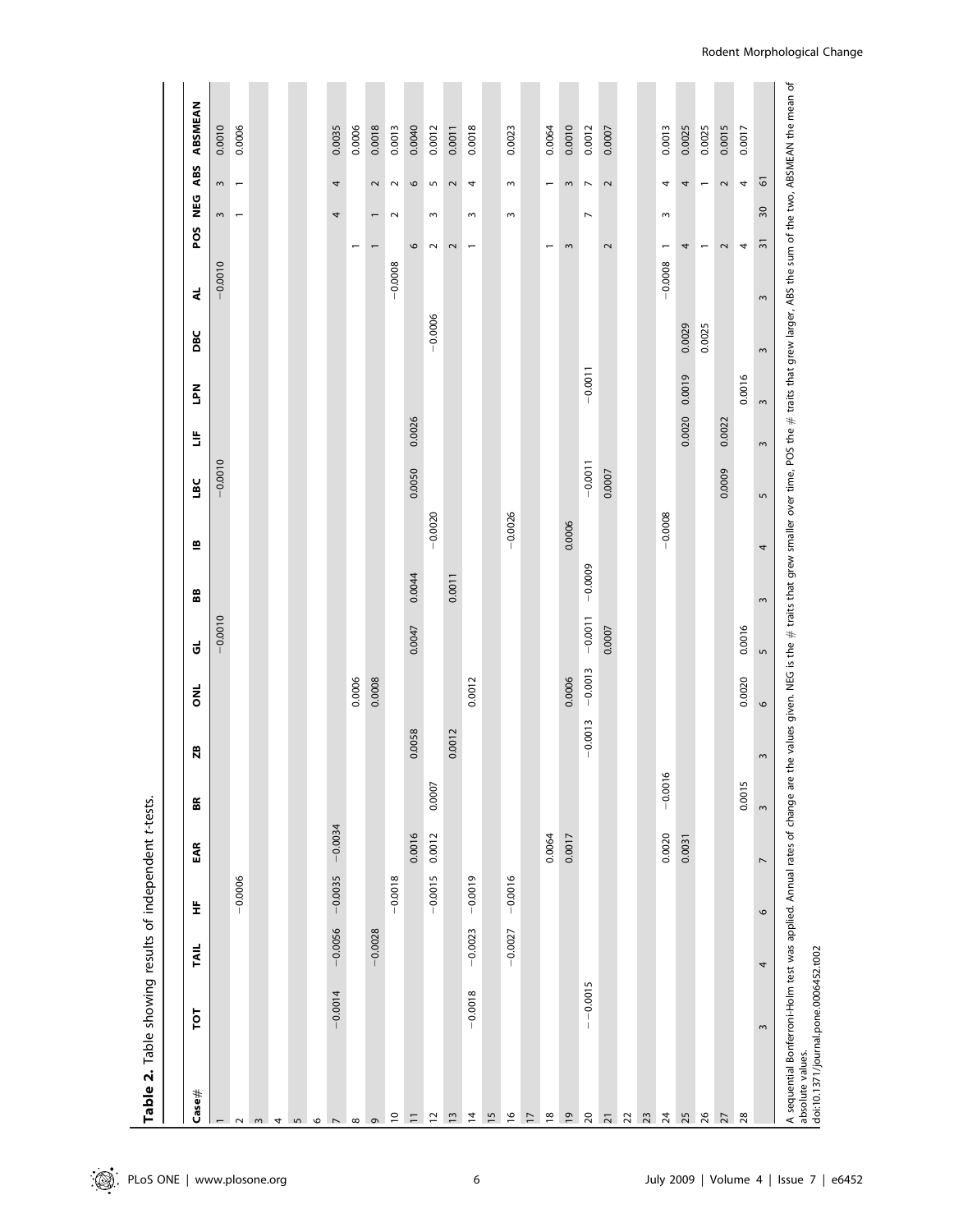**Table 2.** Table showing results of independent t-tests.

| Case# | TOT | TAIL | HF | EAR | BR | ZB | ONL | GL | BB | IB | LBC | LIF | LPN | DBC | AL | POS | NEG | ABS | ABSMEAN |
|---|---|---|---|---|---|---|---|---|---|---|---|---|---|---|---|---|---|---|---|
| 1 | | | | | | | | −0.0010 | | | −0.0010 | | | | −0.0010 | | 3 | 3 | 0.0010 |
| 2 | | | −0.0006 | | | | | | | | | | | | | | 1 | 1 | 0.0006 |
| 3 | | | | | | | | | | | | | | | | | | | |
| 4 | | | | | | | | | | | | | | | | | | | |
| 5 | | | | | | | | | | | | | | | | | | | |
| 6 | | | | | | | | | | | | | | | | | | | |
| 7 | −0.0014 | −0.0056 | −0.0035 | −0.0034 | | | | | | | | | | | | | 4 | 4 | 0.0035 |
| 8 | | | | | | | 0.0006 | | | | | | | | | 1 | | | 0.0006 |
| 9 | | −0.0028 | | | | | 0.0008 | | | | | | | | | 1 | 1 | 2 | 0.0018 |
| 10 | | | −0.0018 | | | | | | | | | | | | −0.0008 | | 2 | 2 | 0.0013 |
| 11 | | | | 0.0016 | | 0.0058 | | 0.0047 | 0.0044 | | 0.0050 | 0.0026 | | | | 6 | | 6 | 0.0040 |
| 12 | | | −0.0015 | 0.0012 | 0.0007 | | | | | −0.0020 | | | | −0.0006 | | 2 | 3 | 5 | 0.0012 |
| 13 | | | | | | 0.0012 | | | 0.0011 | | | | | | | 2 | | 2 | 0.0011 |
| 14 | −0.0018 | −0.0023 | −0.0019 | | | | 0.0012 | | | | | | | | | 1 | 3 | 4 | 0.0018 |
| 15 | | | | | | | | | | | | | | | | | | | |
| 16 | | −0.0027 | −0.0016 | | | | | | | −0.0026 | | | | | | | 3 | 3 | 0.0023 |
| 17 | | | | | | | | | | | | | | | | | | | |
| 18 | | | | 0.0064 | | | | | | | | | | | | 1 | | 1 | 0.0064 |
| 19 | | | | 0.0017 | | | 0.0006 | | | 0.0006 | | | | | | 3 | | 3 | 0.0010 |
| 20 | − −0.0015 | | | | | −0.0013 | −0.0013 | −0.0011 | −0.0009 | | −0.0011 | | −0.0011 | | | | 7 | 7 | 0.0012 |
| 21 | | | | | | | | 0.0007 | | | 0.0007 | | | | | 2 | | 2 | 0.0007 |
| 22 | | | | | | | | | | | | | | | | | | | |
| 23 | | | | | | | | | | | | | | | | | | | |
| 24 | | | | 0.0020 | −0.0016 | | | | | −0.0008 | | | | | −0.0008 | 1 | 3 | 4 | 0.0013 |
| 25 | | | | 0.0031 | | | | | | | | 0.0020 | 0.0019 | 0.0029 | | 4 | | 4 | 0.0025 |
| 26 | | | | | | | | | | | | | | 0.0025 | | 1 | | 1 | 0.0025 |
| 27 | | | | | | | | | | | 0.0009 | 0.0022 | | | | 2 | | 2 | 0.0015 |
| 28 | | | | | 0.0015 | | 0.0020 | 0.0016 | | | | | 0.0016 | | | 4 | | 4 | 0.0017 |
| | 3 | 4 | 6 | 7 | 3 | 3 | 6 | 5 | 3 | 4 | 5 | 3 | 3 | 3 | 3 | 31 | 30 | 61 | |

A sequential Bonferroni-Holm test was applied. Annual rates of change are the values given. NEG is the # traits that grew smaller over time, POS the # traits that grew larger, ABS the sum of the two, ABSMEAN the mean of absolute values.

doi:10.1371/journal.pone.0006452.t002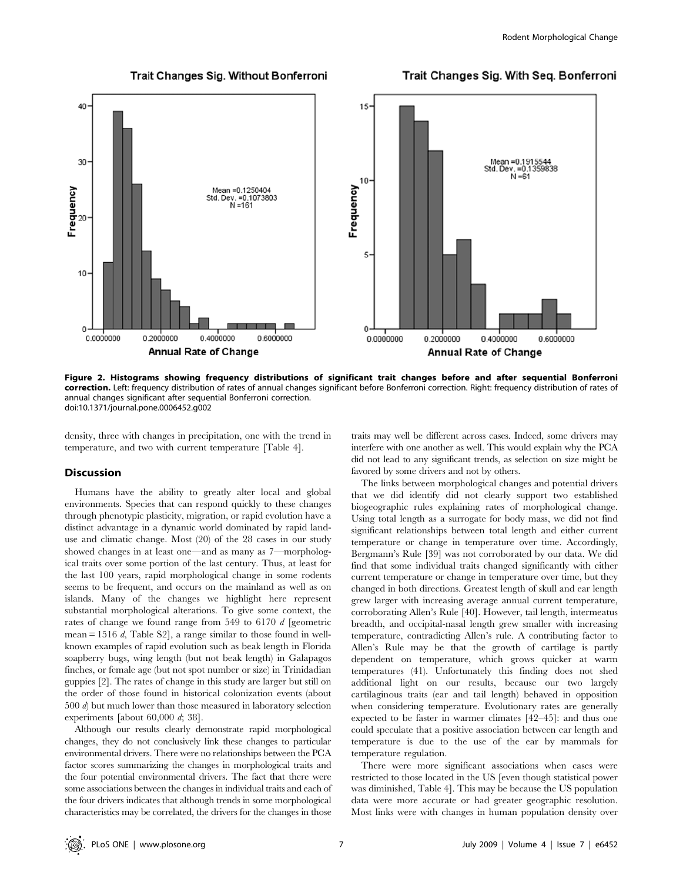**Figure 2. Histograms showing frequency distributions of significant trait changes before and after sequential Bonferroni correction.** Left: frequency distribution of rates of annual changes significant before Bonferroni correction. Right: frequency distribution of rates of annual changes significant after sequential Bonferroni correction.
doi:10.1371/journal.pone.0006452.g002

density, three with changes in precipitation, one with the trend in temperature, and two with current temperature [Table 4].

## Discussion

Humans have the ability to greatly alter local and global environments. Species that can respond quickly to these changes through phenotypic plasticity, migration, or rapid evolution have a distinct advantage in a dynamic world dominated by rapid land-use and climatic change. Most (20) of the 28 cases in our study showed changes in at least one—and as many as 7—morphological traits over some portion of the last century. Thus, at least for the last 100 years, rapid morphological change in some rodents seems to be frequent, and occurs on the mainland as well as on islands. Many of the changes we highlight here represent substantial morphological alterations. To give some context, the rates of change we found range from 549 to 6170 *d* [geometric mean = 1516 *d*, Table S2], a range similar to those found in well-known examples of rapid evolution such as beak length in Florida soapberry bugs, wing length (but not beak length) in Galapagos finches, or female age (but not spot number or size) in Trinidadian guppies [2]. The rates of change in this study are larger but still on the order of those found in historical colonization events (about 500 *d*) but much lower than those measured in laboratory selection experiments [about 60,000 *d*; 38].

Although our results clearly demonstrate rapid morphological changes, they do not conclusively link these changes to particular environmental drivers. There were no relationships between the PCA factor scores summarizing the changes in morphological traits and the four potential environmental drivers. The fact that there were some associations between the changes in individual traits and each of the four drivers indicates that although trends in some morphological characteristics may be correlated, the drivers for the changes in those traits may well be different across cases. Indeed, some drivers may interfere with one another as well. This would explain why the PCA did not lead to any significant trends, as selection on size might be favored by some drivers and not by others.

The links between morphological changes and potential drivers that we did identify did not clearly support two established biogeographic rules explaining rates of morphological change. Using total length as a surrogate for body mass, we did not find significant relationships between total length and either current temperature or change in temperature over time. Accordingly, Bergmann's Rule [39] was not corroborated by our data. We did find that some individual traits changed significantly with either current temperature or change in temperature over time, but they changed in both directions. Greatest length of skull and ear length grew larger with increasing average annual current temperature, corroborating Allen's Rule [40]. However, tail length, intermeatus breadth, and occipital-nasal length grew smaller with increasing temperature, contradicting Allen's rule. A contributing factor to Allen's Rule may be that the growth of cartilage is partly dependent on temperature, which grows quicker at warm temperatures (41). Unfortunately this finding does not shed additional light on our results, because our two largely cartilaginous traits (ear and tail length) behaved in opposition when considering temperature. Evolutionary rates are generally expected to be faster in warmer climates [42–45]: and thus one could speculate that a positive association between ear length and temperature is due to the use of the ear by mammals for temperature regulation.

There were more significant associations when cases were restricted to those located in the US [even though statistical power was diminished, Table 4]. This may be because the US population data were more accurate or had greater geographic resolution. Most links were with changes in human population density over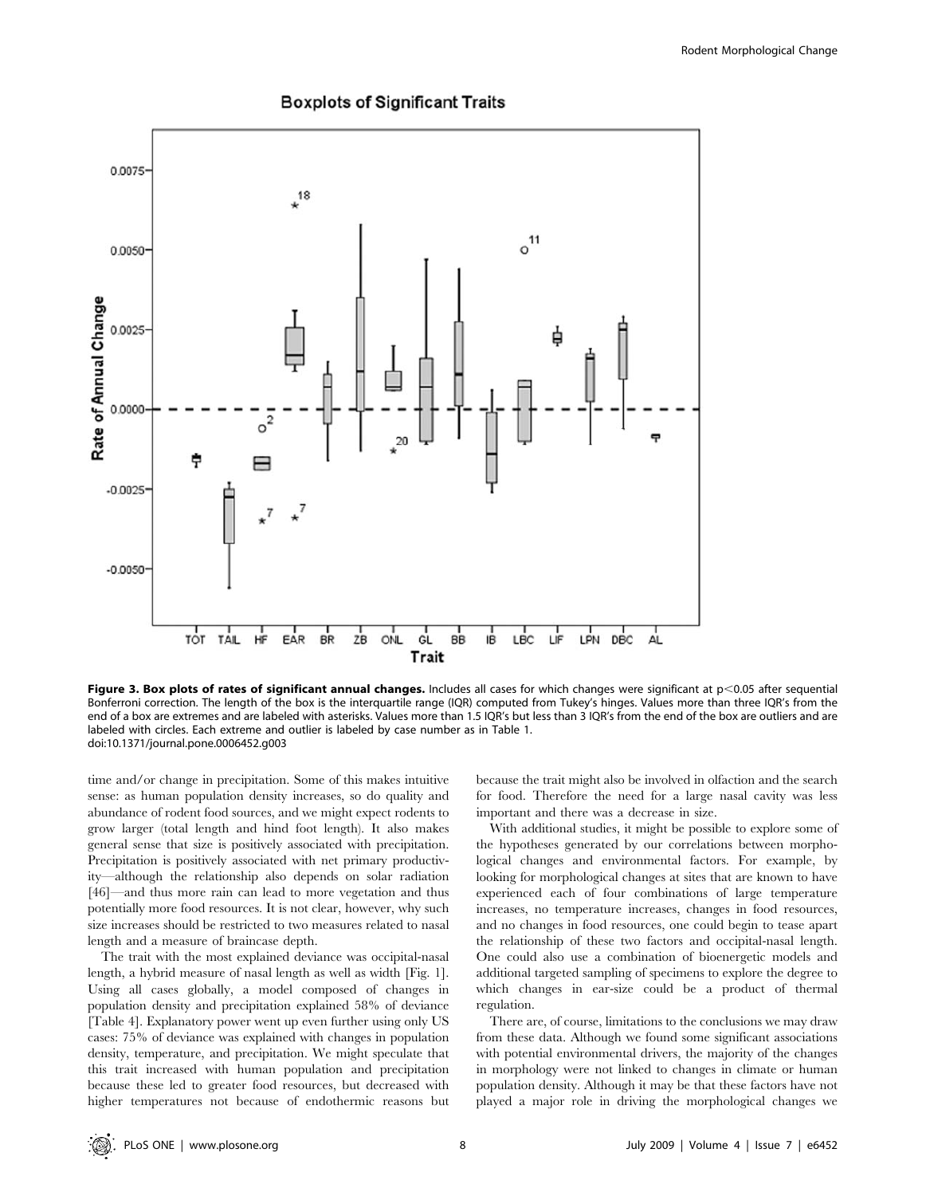Boxplots of Significant Traits

0.0075

0.0050

0.0025

0.0000

-0.0025

-0.0050

Rate of Annual Change

18

11

2

20

7

7

TOT TAIL HF EAR BR ZB ONL GL BB IB LBC LIF LPN DBC AL

Trait

**Figure 3. Box plots of rates of significant annual changes.** Includes all cases for which changes were significant at $p<0.05$ after sequential Bonferroni correction. The length of the box is the interquartile range (IQR) computed from Tukey's hinges. Values more than three IQR's from the end of a box are extremes and are labeled with asterisks. Values more than 1.5 IQR's but less than 3 IQR's from the end of the box are outliers and are labeled with circles. Each extreme and outlier is labeled by case number as in Table 1.
doi:10.1371/journal.pone.0006452.g003

time and/or change in precipitation. Some of this makes intuitive sense: as human population density increases, so do quality and abundance of rodent food sources, and we might expect rodents to grow larger (total length and hind foot length). It also makes general sense that size is positively associated with precipitation. Precipitation is positively associated with net primary productivity—although the relationship also depends on solar radiation [46]—and thus more rain can lead to more vegetation and thus potentially more food resources. It is not clear, however, why such size increases should be restricted to two measures related to nasal length and a measure of braincase depth.

The trait with the most explained deviance was occipital-nasal length, a hybrid measure of nasal length as well as width [Fig. 1]. Using all cases globally, a model composed of changes in population density and precipitation explained 58% of deviance [Table 4]. Explanatory power went up even further using only US cases: 75% of deviance was explained with changes in population density, temperature, and precipitation. We might speculate that this trait increased with human population and precipitation because these led to greater food resources, but decreased with higher temperatures not because of endothermic reasons but because the trait might also be involved in olfaction and the search for food. Therefore the need for a large nasal cavity was less important and there was a decrease in size.

With additional studies, it might be possible to explore some of the hypotheses generated by our correlations between morphological changes and environmental factors. For example, by looking for morphological changes at sites that are known to have experienced each of four combinations of large temperature increases, no temperature increases, changes in food resources, and no changes in food resources, one could begin to tease apart the relationship of these two factors and occipital-nasal length. One could also use a combination of bioenergetic models and additional targeted sampling of specimens to explore the degree to which changes in ear-size could be a product of thermal regulation.

There are, of course, limitations to the conclusions we may draw from these data. Although we found some significant associations with potential environmental drivers, the majority of the changes in morphology were not linked to changes in climate or human population density. Although it may be that these factors have not played a major role in driving the morphological changes we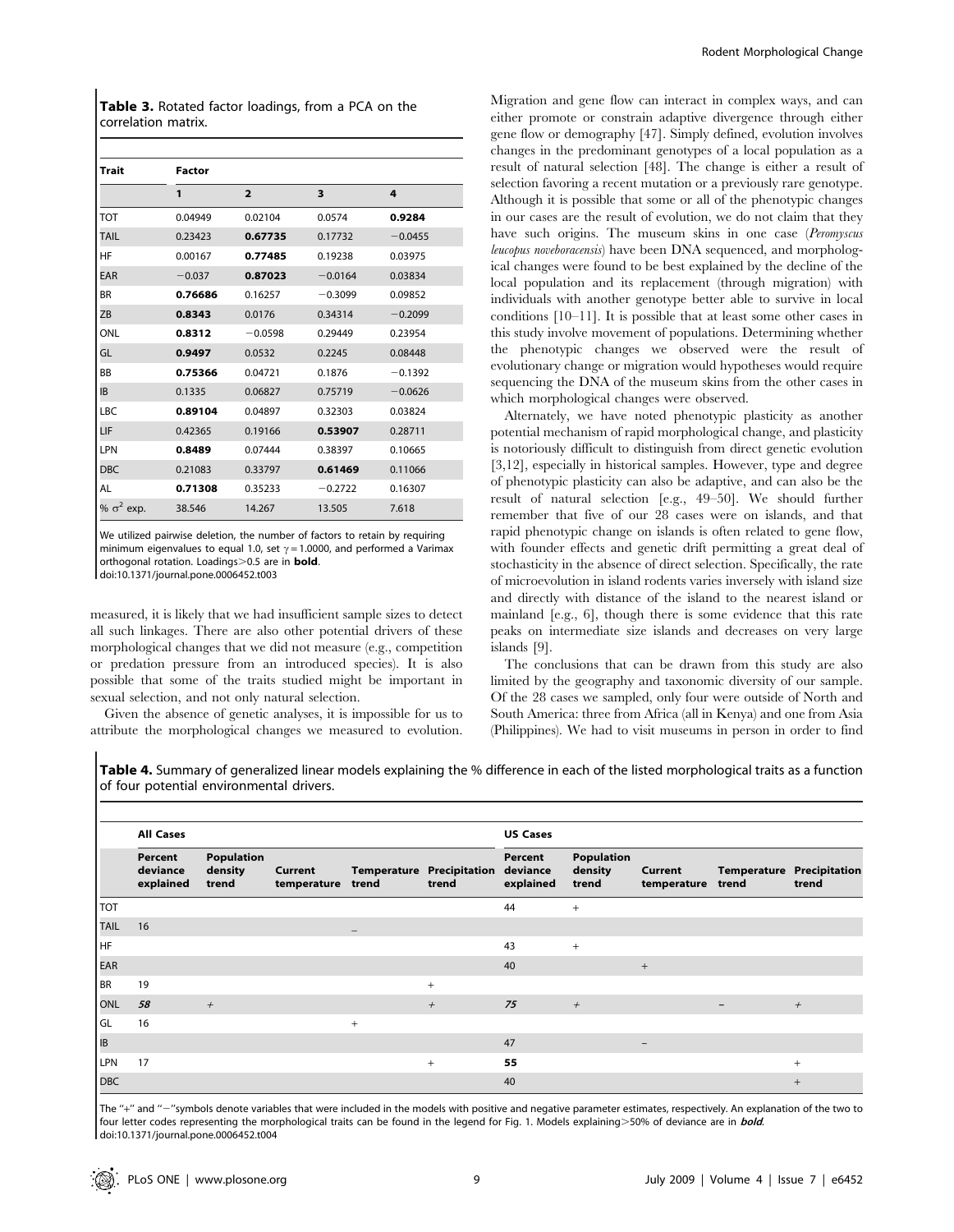**Table 3.** Rotated factor loadings, from a PCA on the correlation matrix.

| Trait | Factor | | | |
|---|---|---|---|---|
| | 1 | 2 | 3 | 4 |
| TOT | 0.04949 | 0.02104 | 0.0574 | **0.9284** |
| TAIL | 0.23423 | **0.67735** | 0.17732 | −0.0455 |
| HF | 0.00167 | **0.77485** | 0.19238 | 0.03975 |
| EAR | −0.037 | **0.87023** | −0.0164 | 0.03834 |
| BR | **0.76686** | 0.16257 | −0.3099 | 0.09852 |
| ZB | **0.8343** | 0.0176 | 0.34314 | −0.2099 |
| ONL | **0.8312** | −0.0598 | 0.29449 | 0.23954 |
| GL | **0.9497** | 0.0532 | 0.2245 | 0.08448 |
| BB | **0.75366** | 0.04721 | 0.1876 | −0.1392 |
| IB | 0.1335 | 0.06827 | **0.75719** | −0.0626 |
| LBC | **0.89104** | 0.04897 | 0.32303 | 0.03824 |
| LIF | 0.42365 | 0.19166 | **0.53907** | 0.28711 |
| LPN | **0.8489** | 0.07444 | 0.38397 | 0.10665 |
| DBC | 0.21083 | 0.33797 | **0.61469** | 0.11066 |
| AL | **0.71308** | 0.35233 | −0.2722 | 0.16307 |
| % $\sigma^2$ exp. | 38.546 | 14.267 | 13.505 | 7.618 |

We utilized pairwise deletion, the number of factors to retain by requiring minimum eigenvalues to equal 1.0, set $\gamma = 1.0000$, and performed a Varimax orthogonal rotation. Loadings>0.5 are in **bold**.
doi:10.1371/journal.pone.0006452.t003

measured, it is likely that we had insufficient sample sizes to detect all such linkages. There are also other potential drivers of these morphological changes that we did not measure (e.g., competition or predation pressure from an introduced species). It is also possible that some of the traits studied might be important in sexual selection, and not only natural selection.

Given the absence of genetic analyses, it is impossible for us to attribute the morphological changes we measured to evolution. Migration and gene flow can interact in complex ways, and can either promote or constrain adaptive divergence through either gene flow or demography [47]. Simply defined, evolution involves changes in the predominant genotypes of a local population as a result of natural selection [48]. The change is either a result of selection favoring a recent mutation or a previously rare genotype. Although it is possible that some or all of the phenotypic changes in our cases are the result of evolution, we do not claim that they have such origins. The museum skins in one case (*Peromyscus leucopus noveboracensis*) have been DNA sequenced, and morphological changes were found to be best explained by the decline of the local population and its replacement (through migration) with individuals with another genotype better able to survive in local conditions [10–11]. It is possible that at least some other cases in this study involve movement of populations. Determining whether the phenotypic changes we observed were the result of evolutionary change or migration would hypotheses would require sequencing the DNA of the museum skins from the other cases in which morphological changes were observed.

Alternately, we have noted phenotypic plasticity as another potential mechanism of rapid morphological change, and plasticity is notoriously difficult to distinguish from direct genetic evolution [3,12], especially in historical samples. However, type and degree of phenotypic plasticity can also be adaptive, and can also be the result of natural selection [e.g., 49–50]. We should further remember that five of our 28 cases were on islands, and that rapid phenotypic change on islands is often related to gene flow, with founder effects and genetic drift permitting a great deal of stochasticity in the absence of direct selection. Specifically, the rate of microevolution in island rodents varies inversely with island size and directly with distance of the island to the nearest island or mainland [e.g., 6], though there is some evidence that this rate peaks on intermediate size islands and decreases on very large islands [9].

The conclusions that can be drawn from this study are also limited by the geography and taxonomic diversity of our sample. Of the 28 cases we sampled, only four were outside of North and South America: three from Africa (all in Kenya) and one from Asia (Philippines). We had to visit museums in person in order to find

**Table 4.** Summary of generalized linear models explaining the % difference in each of the listed morphological traits as a function of four potential environmental drivers.

| | All Cases | | | | | US Cases | | | | |
|---|---|---|---|---|---|---|---|---|---|---|
| | Percent deviance explained | Population density trend | Current temperature | Temperature trend | Precipitation trend | Percent deviance explained | Population density trend | Current temperature | Temperature trend | Precipitation trend |
| TOT | | | | | | 44 | + | | | |
| TAIL | 16 | | | − | | | | | | |
| HF | | | | | | 43 | + | | | |
| EAR | | | | | | 40 | | + | | |
| BR | 19 | | | | + | | | | | |
| ONL | ***58*** | *+* | | | *+* | ***75*** | *+* | | *−* | *+* |
| GL | 16 | | | + | | | | | | |
| IB | | | | | | 47 | | − | | |
| LPN | 17 | | | | + | **55** | | | | + |
| DBC | | | | | | 40 | | | | + |

The "+" and "−"symbols denote variables that were included in the models with positive and negative parameter estimates, respectively. An explanation of the two to four letter codes representing the morphological traits can be found in the legend for Fig. 1. Models explaining>50% of deviance are in ***bold***.
doi:10.1371/journal.pone.0006452.t004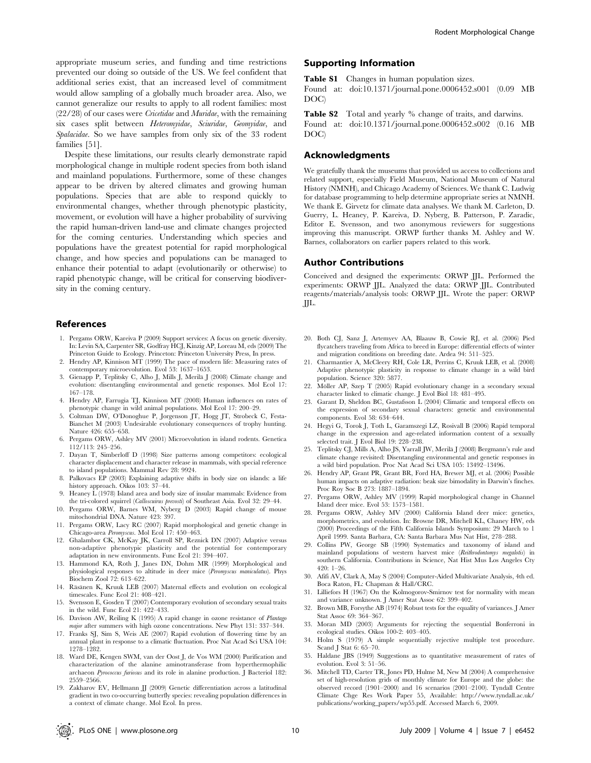appropriate museum series, and funding and time restrictions prevented our doing so outside of the US. We feel confident that additional series exist, that an increased level of commitment would allow sampling of a globally much broader area. Also, we cannot generalize our results to apply to all rodent families: most (22/28) of our cases were *Cricetidae* and *Muridae*, with the remaining six cases split between *Heteromyidae*, *Sciuridae*, *Geomyidae*, and *Spalacidae*. So we have samples from only six of the 33 rodent families [51].

Despite these limitations, our results clearly demonstrate rapid morphological change in multiple rodent species from both island and mainland populations. Furthermore, some of these changes appear to be driven by altered climates and growing human populations. Species that are able to respond quickly to environmental changes, whether through phenotypic plasticity, movement, or evolution will have a higher probability of surviving the rapid human-driven land-use and climate changes projected for the coming centuries. Understanding which species and populations have the greatest potential for rapid morphological change, and how species and populations can be managed to enhance their potential to adapt (evolutionarily or otherwise) to rapid phenotypic change, will be critical for conserving biodiversity in the coming century.

## Supporting Information

**Table S1** Changes in human population sizes.
Found at: doi:10.1371/journal.pone.0006452.s001 (0.09 MB DOC)

**Table S2** Total and yearly % change of traits, and darwins.
Found at: doi:10.1371/journal.pone.0006452.s002 (0.16 MB DOC)

## Acknowledgments

We gratefully thank the museums that provided us access to collections and related support, especially Field Museum, National Museum of Natural History (NMNH), and Chicago Academy of Sciences. We thank C. Ludwig for database programming to help determine appropriate series at NMNH. We thank E. Girvetz for climate data analyses. We thank M. Carleton, D. Guerry, L. Heaney, P. Kareiva, D. Nyberg, B. Patterson, P. Zaradic, Editor E. Svensson, and two anonymous reviewers for suggestions improving this manuscript. ORWP further thanks M. Ashley and W. Barnes, collaborators on earlier papers related to this work.

## Author Contributions

Conceived and designed the experiments: ORWP JJL. Performed the experiments: ORWP JJL. Analyzed the data: ORWP JJL. Contributed reagents/materials/analysis tools: ORWP JJL. Wrote the paper: ORWP JJL.

## References

1. Pergams ORW, Kareiva P (2009) Support services: A focus on genetic diversity. In: Levin SA, Carpenter SR, Godfray HCJ, Kinzig AP, Loreau M, eds (2009) The Princeton Guide to Ecology. Princeton: Princeton University Press, In press.
2. Hendry AP, Kinnison MT (1999) The pace of modern life: Measuring rates of contemporary microevolution. Evol 53: 1637–1653.
3. Gienapp P, Teplitsky C, Alho J, Mills J, Merilä J (2008) Climate change and evolution: disentangling environmental and genetic responses. Mol Ecol 17: 167–178.
4. Hendry AP, Farrugia TJ, Kinnison MT (2008) Human influences on rates of phenotypic change in wild animal populations. Mol Ecol 17: 200–29.
5. Coltman DW, O'Donoghue P, Jorgenson JT, Hogg JT, Strobeck C, Festa-Bianchet M (2003) Undesirable evolutionary consequences of trophy hunting. Nature 426: 655–658.
6. Pergams ORW, Ashley MV (2001) Microevolution in island rodents. Genetica 112/113: 245–256.
7. Dayan T, Simberloff D (1998) Size patterns among competitors: ecological character displacement and character release in mammals, with special reference to island populations. Mammal Rev 28: 9924.
8. Palkovacs EP (2003) Explaining adaptive shifts in body size on islands: a life history approach. Oikos 103: 37–44.
9. Heaney L (1978) Island area and body size of insular mammals: Evidence from the tri-colored squirrel (*Callosciurus prevosti*) of Southeast Asia. Evol 32: 29–44.
10. Pergams ORW, Barnes WM, Nyberg D (2003) Rapid change of mouse mitochondrial DNA. Nature 423: 397.
11. Pergams ORW, Lacy RC (2007) Rapid morphological and genetic change in Chicago-area *Peromyscus*. Mol Ecol 17: 450–463.
12. Ghalambor CK, McKay JK, Carroll SP, Reznick DN (2007) Adaptive versus non-adaptive phenotypic plasticity and the potential for contemporary adaptation in new environments. Func Ecol 21: 394–407.
13. Hammond KA, Roth J, Janes DN, Dohm MR (1999) Morphological and physiological responses to altitude in deer mice (*Peromyscus maniculatus*). Phys Biochem Zool 72: 613–622.
14. Räsänen K, Kruuk LEB (2007) Maternal effects and evolution on ecological timescales. Func Ecol 21: 408–421.
15. Svensson E, Gosden T (2007) Contemporary evolution of secondary sexual traits in the wild. Func Ecol 21: 422–433.
16. Davison AW, Reiling K (1995) A rapid change in ozone resistance of *Plantago major* after summers with high ozone concentrations. New Phyt 131: 337–344.
17. Franks SJ, Sim S, Weis AE (2007) Rapid evolution of flowering time by an annual plant in response to a climatic fluctuation. Proc Nat Acad Sci USA 104: 1278–1282.
18. Ward DE, Kengen SWM, van der Oost J, de Vos WM (2000) Purification and characterization of the alanine aminotransferase from hyperthermophilic archaeon *Pyrococcus furiosus* and its role in alanine production. J Bacteriol 182: 2559–2566.
19. Zakharov EV, Hellmann JJ (2009) Genetic differentiation across a latitudinal gradient in two co-occurring butterfly species: revealing population differences in a context of climate change. Mol Ecol. In press.
20. Both CJ, Sanz J, Artemyev AA, Blaauw B, Cowie RJ, et al. (2006) Pied flycatchers traveling from Africa to breed in Europe: differential effects of winter and migration conditions on breeding date. Ardea 94: 511–525.
21. Charmantier A, McCleery RH, Cole LR, Perrins C, Kruuk LEB, et al. (2008) Adaptive phenotypic plasticity in response to climate change in a wild bird population. Science 320: 5877.
22. Möller AP, Szep T (2005) Rapid evolutionary change in a secondary sexual character linked to climatic change. J Evol Biol 18: 481–495.
23. Garant D, Sheldon BC, Gustafsson L (2004) Climatic and temporal effects on the expression of secondary sexual characters: genetic and environmental components. Evol 58: 634–644.
24. Hegyi G, Torok J, Toth L, Garamszegi LZ, Rosivall B (2006) Rapid temporal change in the expression and age-related information content of a sexually selected trait. J Evol Biol 19: 228–238.
25. Teplitsky CJ, Mills A, Alho JS, Yarrall JW, Merilä J (2008) Bergmann's rule and climate change revisited: Disentangling environmental and genetic responses in a wild bird population. Proc Nat Acad Sci USA 105: 13492–13496.
26. Hendry AP, Grant PR, Grant BR, Ford HA, Brewer MJ, et al. (2006) Possible human impacts on adaptive radiation: beak size bimodality in Darwin's finches. Proc Roy Soc B 273: 1887–1894.
27. Pergams ORW, Ashley MV (1999) Rapid morphological change in Channel Island deer mice. Evol 53: 1573–1581.
28. Pergams ORW, Ashley MV (2000) California Island deer mice: genetics, morphometrics, and evolution. In: Browne DR, Mitchell KL, Chaney HW, eds (2000) Proceedings of the Fifth California Islands Symposium: 29 March to 1 April 1999. Santa Barbara, CA: Santa Barbara Mus Nat Hist, 278–288.
29. Collins PW, George SB (1990) Systematics and taxonomy of island and mainland populations of western harvest mice (*Reithrodontomys megalotis*) in southern California. Contributions in Science, Nat Hist Mus Los Angeles Cty 420: 1–26.
30. Afifi AV, Clark A, May S (2004) Computer-Aided Multivariate Analysis, 4th ed. Boca Raton, FL: Chapman & Hall/CRC.
31. Lilliefors H (1967) On the Kolmogorov-Smirnov test for normality with mean and variance unknown. J Amer Stat Assoc 62: 399–402.
32. Brown MB, Forsythe AB (1974) Robust tests for the equality of variances. J Amer Stat Assoc 69: 364–367.
33. Moran MD (2003) Arguments for rejecting the sequential Bonferroni in ecological studies. Oikos 100-2: 403–405.
34. Holm S (1979) A simple sequentially rejective multiple test procedure. Scand J Stat 6: 65–70.
35. Haldane JBS (1949) Suggestions as to quantitative measurement of rates of evolution. Evol 3: 51–56.
36. Mitchell TD, Carter TR, Jones PD, Hulme M, New M (2004) A comprehensive set of high-resolution grids of monthly climate for Europe and the globe: the observed record (1901–2000) and 16 scenarios (2001–2100). Tyndall Centre Climate Chge Res Work Paper 55, Available: http://www.tyndall.ac.uk/publications/working_papers/wp55.pdf. Accessed March 6, 2009.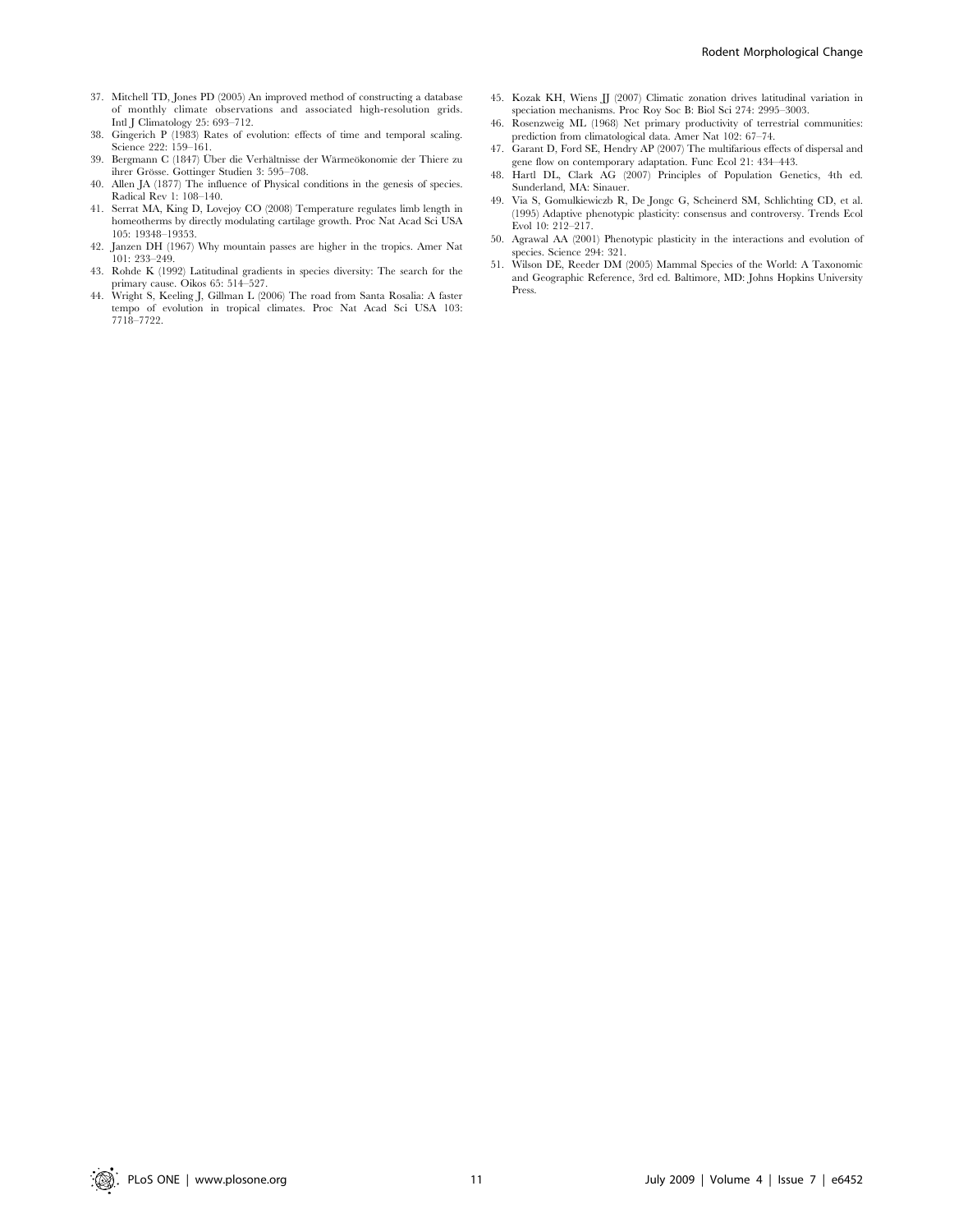37. Mitchell TD, Jones PD (2005) An improved method of constructing a database of monthly climate observations and associated high-resolution grids. Intl J Climatology 25: 693–712.
38. Gingerich P (1983) Rates of evolution: effects of time and temporal scaling. Science 222: 159–161.
39. Bergmann C (1847) Über die Verhältnisse der Wärmeökonomie der Thiere zu ihrer Grösse. Gottinger Studien 3: 595–708.
40. Allen JA (1877) The influence of Physical conditions in the genesis of species. Radical Rev 1: 108–140.
41. Serrat MA, King D, Lovejoy CO (2008) Temperature regulates limb length in homeotherms by directly modulating cartilage growth. Proc Nat Acad Sci USA 105: 19348–19353.
42. Janzen DH (1967) Why mountain passes are higher in the tropics. Amer Nat 101: 233–249.
43. Rohde K (1992) Latitudinal gradients in species diversity: The search for the primary cause. Oikos 65: 514–527.
44. Wright S, Keeling J, Gillman L (2006) The road from Santa Rosalia: A faster tempo of evolution in tropical climates. Proc Nat Acad Sci USA 103: 7718–7722.
45. Kozak KH, Wiens JJ (2007) Climatic zonation drives latitudinal variation in speciation mechanisms. Proc Roy Soc B: Biol Sci 274: 2995–3003.
46. Rosenzweig ML (1968) Net primary productivity of terrestrial communities: prediction from climatological data. Amer Nat 102: 67–74.
47. Garant D, Ford SE, Hendry AP (2007) The multifarious effects of dispersal and gene flow on contemporary adaptation. Func Ecol 21: 434–443.
48. Hartl DL, Clark AG (2007) Principles of Population Genetics, 4th ed. Sunderland, MA: Sinauer.
49. Via S, Gomulkiewiczb R, De Jongc G, Scheinerd SM, Schlichting CD, et al. (1995) Adaptive phenotypic plasticity: consensus and controversy. Trends Ecol Evol 10: 212–217.
50. Agrawal AA (2001) Phenotypic plasticity in the interactions and evolution of species. Science 294: 321.
51. Wilson DE, Reeder DM (2005) Mammal Species of the World: A Taxonomic and Geographic Reference, 3rd ed. Baltimore, MD: Johns Hopkins University Press.